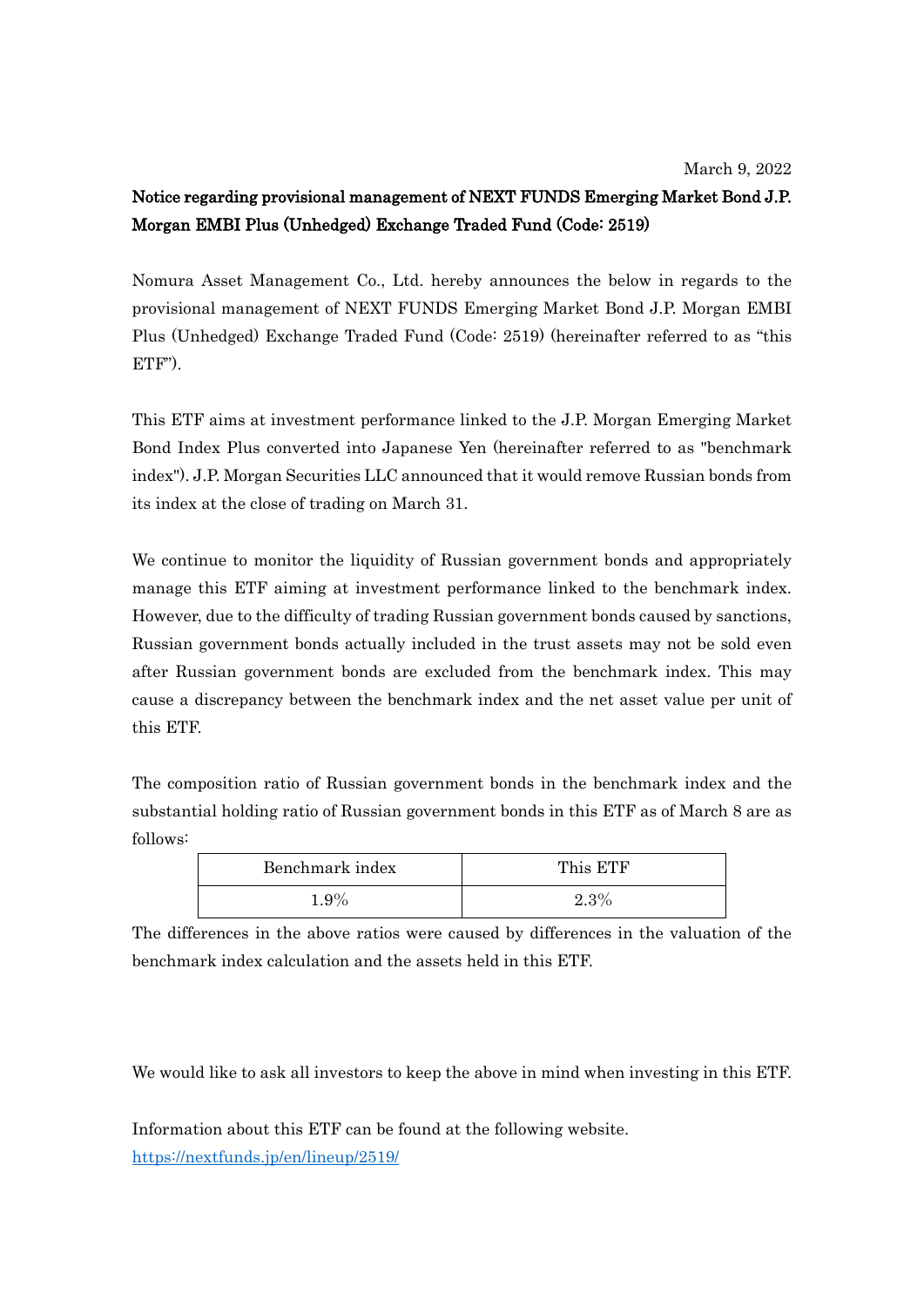March 9, 2022

**Notice regarding provisional management of NEXT FUNDS Emerging Market Bond J.P. Morgan EMBI Plus (Unhedged) Exchange Traded Fund (Code: 2519)**

Nomura Asset Management Co., Ltd. hereby announces the below in regards to the provisional management of NEXT FUNDS Emerging Market Bond J.P. Morgan EMBI Plus (Unhedged) Exchange Traded Fund (Code: 2519) (hereinafter referred to as "this ETF").

This ETF aims at investment performance linked to the J.P. Morgan Emerging Market Bond Index Plus converted into Japanese Yen (hereinafter referred to as "benchmark index"). J.P. Morgan Securities LLC announced that it would remove Russian bonds from its index at the close of trading on March 31.

We continue to monitor the liquidity of Russian government bonds and appropriately manage this ETF aiming at investment performance linked to the benchmark index. However, due to the difficulty of trading Russian government bonds caused by sanctions, Russian government bonds actually included in the trust assets may not be sold even after Russian government bonds are excluded from the benchmark index. This may cause a discrepancy between the benchmark index and the net asset value per unit of this ETF.

The composition ratio of Russian government bonds in the benchmark index and the substantial holding ratio of Russian government bonds in this ETF as of March 8 are as follows:

| Benchmark index | This ETF |
| --- | --- |
| 1.9% | 2.3% |

The differences in the above ratios were caused by differences in the valuation of the benchmark index calculation and the assets held in this ETF.

We would like to ask all investors to keep the above in mind when investing in this ETF.

Information about this ETF can be found at the following website.
https://nextfunds.jp/en/lineup/2519/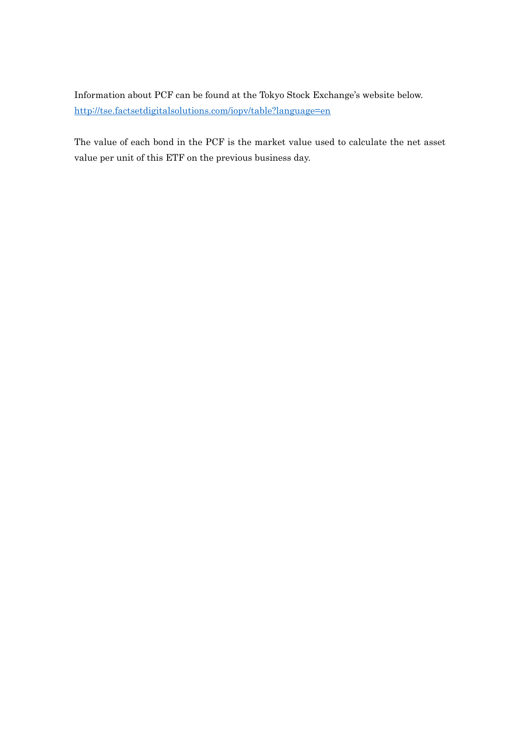Information about PCF can be found at the Tokyo Stock Exchange's website below.
[http://tse.factsetdigitalsolutions.com/iopv/table?language=en](http://tse.factsetdigitalsolutions.com/iopv/table?language=en)

The value of each bond in the PCF is the market value used to calculate the net asset value per unit of this ETF on the previous business day.